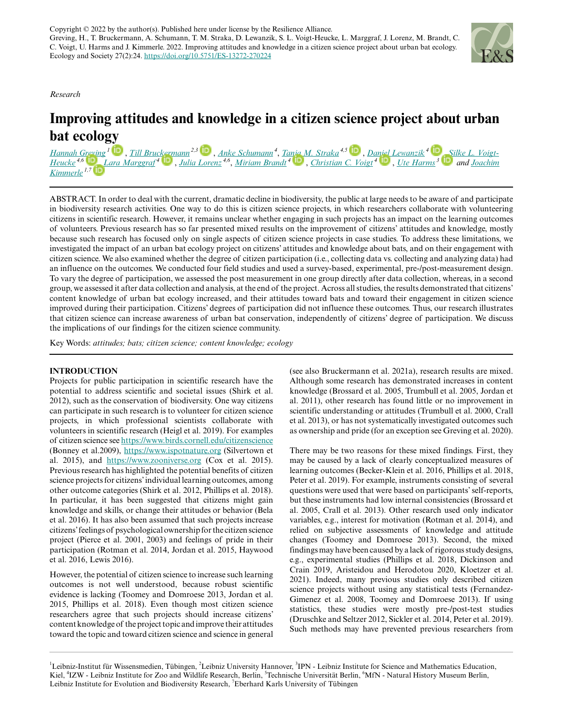Copyright © 2022 by the author(s). Published here under license by the Resilience Alliance.
Greving, H., T. Bruckermann, A. Schumann, T. M. Straka, D. Lewanzik, S. L. Voigt-Heucke, L. Marggraf, J. Lorenz, M. Brandt, C. C. Voigt, U. Harms and J. Kimmerle. 2022. Improving attitudes and knowledge in a citizen science project about urban bat ecology. Ecology and Society 27(2):24. https://doi.org/10.5751/ES-13272-270224

*Research*

# Improving attitudes and knowledge in a citizen science project about urban bat ecology

*Hannah Greving*[1], *Till Bruckermann*[2,3], *Anke Schumann*[4], *Tanja M. Straka*[4,5], *Daniel Lewanzik*[4], *Silke L. Voigt-Heucke*[4,6], *Lara Marggraf*[4], *Julia Lorenz*[4,6], *Miriam Brandt*[4], *Christian C. Voigt*[4], *Ute Harms*[3] and *Joachim Kimmerle*[1,7]

ABSTRACT. In order to deal with the current, dramatic decline in biodiversity, the public at large needs to be aware of and participate in biodiversity research activities. One way to do this is citizen science projects, in which researchers collaborate with volunteering citizens in scientific research. However, it remains unclear whether engaging in such projects has an impact on the learning outcomes of volunteers. Previous research has so far presented mixed results on the improvement of citizens' attitudes and knowledge, mostly because such research has focused only on single aspects of citizen science projects in case studies. To address these limitations, we investigated the impact of an urban bat ecology project on citizens' attitudes and knowledge about bats, and on their engagement with citizen science. We also examined whether the degree of citizen participation (i.e., collecting data vs. collecting and analyzing data) had an influence on the outcomes. We conducted four field studies and used a survey-based, experimental, pre-/post-measurement design. To vary the degree of participation, we assessed the post measurement in one group directly after data collection, whereas, in a second group, we assessed it after data collection and analysis, at the end of the project. Across all studies, the results demonstrated that citizens' content knowledge of urban bat ecology increased, and their attitudes toward bats and toward their engagement in citizen science improved during their participation. Citizens' degrees of participation did not influence these outcomes. Thus, our research illustrates that citizen science can increase awareness of urban bat conservation, independently of citizens' degree of participation. We discuss the implications of our findings for the citizen science community.

Key Words: *attitudes; bats; citizen science; content knowledge; ecology*

## INTRODUCTION

Projects for public participation in scientific research have the potential to address scientific and societal issues (Shirk et al. 2012), such as the conservation of biodiversity. One way citizens can participate in such research is to volunteer for citizen science projects, in which professional scientists collaborate with volunteers in scientific research (Heigl et al. 2019). For examples of citizen science see https://www.birds.cornell.edu/citizenscience (Bonney et al.2009), https://www.ispotnature.org (Silvertown et al. 2015), and https://www.zooniverse.org (Cox et al. 2015). Previous research has highlighted the potential benefits of citizen science projects for citizens' individual learning outcomes, among other outcome categories (Shirk et al. 2012, Phillips et al. 2018). In particular, it has been suggested that citizens might gain knowledge and skills, or change their attitudes or behavior (Bela et al. 2016). It has also been assumed that such projects increase citizens' feelings of psychological ownership for the citizen science project (Pierce et al. 2001, 2003) and feelings of pride in their participation (Rotman et al. 2014, Jordan et al. 2015, Haywood et al. 2016, Lewis 2016).

However, the potential of citizen science to increase such learning outcomes is not well understood, because robust scientific evidence is lacking (Toomey and Domroese 2013, Jordan et al. 2015, Phillips et al. 2018). Even though most citizen science researchers agree that such projects should increase citizens' content knowledge of the project topic and improve their attitudes toward the topic and toward citizen science and science in general (see also Bruckermann et al. 2021a), research results are mixed. Although some research has demonstrated increases in content knowledge (Brossard et al. 2005, Trumbull et al. 2005, Jordan et al. 2011), other research has found little or no improvement in scientific understanding or attitudes (Trumbull et al. 2000, Crall et al. 2013), or has not systematically investigated outcomes such as ownership and pride (for an exception see Greving et al. 2020).

There may be two reasons for these mixed findings. First, they may be caused by a lack of clearly conceptualized measures of learning outcomes (Becker-Klein et al. 2016, Phillips et al. 2018, Peter et al. 2019). For example, instruments consisting of several questions were used that were based on participants' self-reports, but these instruments had low internal consistencies (Brossard et al. 2005, Crall et al. 2013). Other research used only indicator variables, e.g., interest for motivation (Rotman et al. 2014), and relied on subjective assessments of knowledge and attitude changes (Toomey and Domroese 2013). Second, the mixed findings may have been caused by a lack of rigorous study designs, e.g., experimental studies (Phillips et al. 2018, Dickinson and Crain 2019, Aristeidou and Herodotou 2020, Kloetzer et al. 2021). Indeed, many previous studies only described citizen science projects without using any statistical tests (Fernandez-Gimenez et al. 2008, Toomey and Domroese 2013). If using statistics, these studies were mostly pre-/post-test studies (Druschke and Seltzer 2012, Sickler et al. 2014, Peter et al. 2019). Such methods may have prevented previous researchers from

[1]Leibniz-Institut für Wissensmedien, Tübingen, [2]Leibniz University Hannover, [3]IPN - Leibniz Institute for Science and Mathematics Education, Kiel, [4]IZW - Leibniz Institute for Zoo and Wildlife Research, Berlin, [5]Technische Universität Berlin, [6]MfN - Natural History Museum Berlin, Leibniz Institute for Evolution and Biodiversity Research, [7]Eberhard Karls University of Tübingen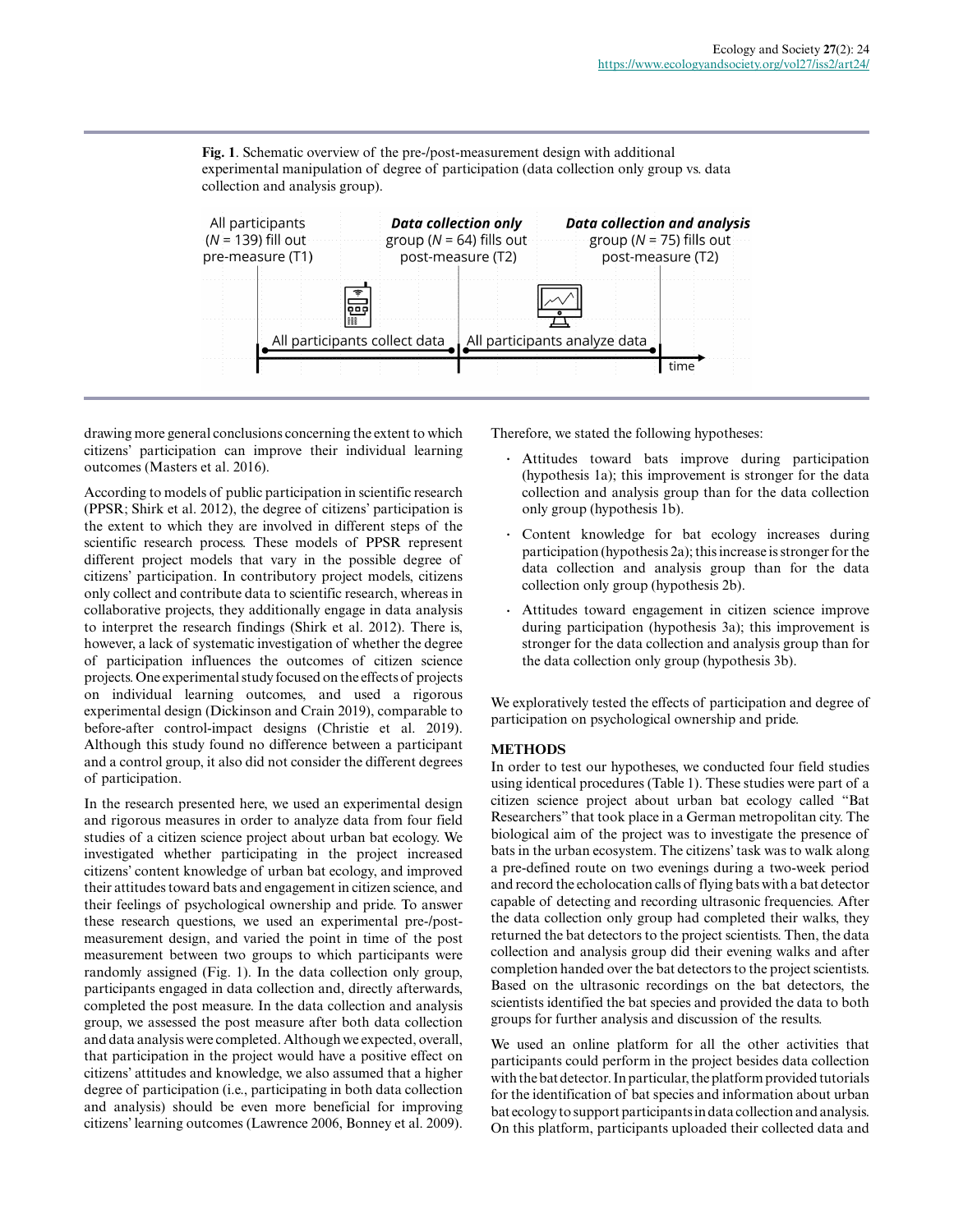**Fig. 1**. Schematic overview of the pre-/post-measurement design with additional experimental manipulation of degree of participation (data collection only group vs. data collection and analysis group).

All participants ($N$ = 139) fill out pre-measure (T1)

***Data collection only*** group ($N$ = 64) fills out post-measure (T2)

***Data collection and analysis*** group ($N$ = 75) fills out post-measure (T2)

All participants collect data

All participants analyze data

time

drawing more general conclusions concerning the extent to which citizens' participation can improve their individual learning outcomes (Masters et al. 2016).

According to models of public participation in scientific research (PPSR; Shirk et al. 2012), the degree of citizens' participation is the extent to which they are involved in different steps of the scientific research process. These models of PPSR represent different project models that vary in the possible degree of citizens' participation. In contributory project models, citizens only collect and contribute data to scientific research, whereas in collaborative projects, they additionally engage in data analysis to interpret the research findings (Shirk et al. 2012). There is, however, a lack of systematic investigation of whether the degree of participation influences the outcomes of citizen science projects. One experimental study focused on the effects of projects on individual learning outcomes, and used a rigorous experimental design (Dickinson and Crain 2019), comparable to before-after control-impact designs (Christie et al. 2019). Although this study found no difference between a participant and a control group, it also did not consider the different degrees of participation.

In the research presented here, we used an experimental design and rigorous measures in order to analyze data from four field studies of a citizen science project about urban bat ecology. We investigated whether participating in the project increased citizens' content knowledge of urban bat ecology, and improved their attitudes toward bats and engagement in citizen science, and their feelings of psychological ownership and pride. To answer these research questions, we used an experimental pre-/post-measurement design, and varied the point in time of the post measurement between two groups to which participants were randomly assigned (Fig. 1). In the data collection only group, participants engaged in data collection and, directly afterwards, completed the post measure. In the data collection and analysis group, we assessed the post measure after both data collection and data analysis were completed. Although we expected, overall, that participation in the project would have a positive effect on citizens' attitudes and knowledge, we also assumed that a higher degree of participation (i.e., participating in both data collection and analysis) should be even more beneficial for improving citizens' learning outcomes (Lawrence 2006, Bonney et al. 2009).

Therefore, we stated the following hypotheses:

- Attitudes toward bats improve during participation (hypothesis 1a); this improvement is stronger for the data collection and analysis group than for the data collection only group (hypothesis 1b).
- Content knowledge for bat ecology increases during participation (hypothesis 2a); this increase is stronger for the data collection and analysis group than for the data collection only group (hypothesis 2b).
- Attitudes toward engagement in citizen science improve during participation (hypothesis 3a); this improvement is stronger for the data collection and analysis group than for the data collection only group (hypothesis 3b).

We exploratively tested the effects of participation and degree of participation on psychological ownership and pride.

## METHODS

In order to test our hypotheses, we conducted four field studies using identical procedures (Table 1). These studies were part of a citizen science project about urban bat ecology called "Bat Researchers" that took place in a German metropolitan city. The biological aim of the project was to investigate the presence of bats in the urban ecosystem. The citizens' task was to walk along a pre-defined route on two evenings during a two-week period and record the echolocation calls of flying bats with a bat detector capable of detecting and recording ultrasonic frequencies. After the data collection only group had completed their walks, they returned the bat detectors to the project scientists. Then, the data collection and analysis group did their evening walks and after completion handed over the bat detectors to the project scientists. Based on the ultrasonic recordings on the bat detectors, the scientists identified the bat species and provided the data to both groups for further analysis and discussion of the results.

We used an online platform for all the other activities that participants could perform in the project besides data collection with the bat detector. In particular, the platform provided tutorials for the identification of bat species and information about urban bat ecology to support participants in data collection and analysis. On this platform, participants uploaded their collected data and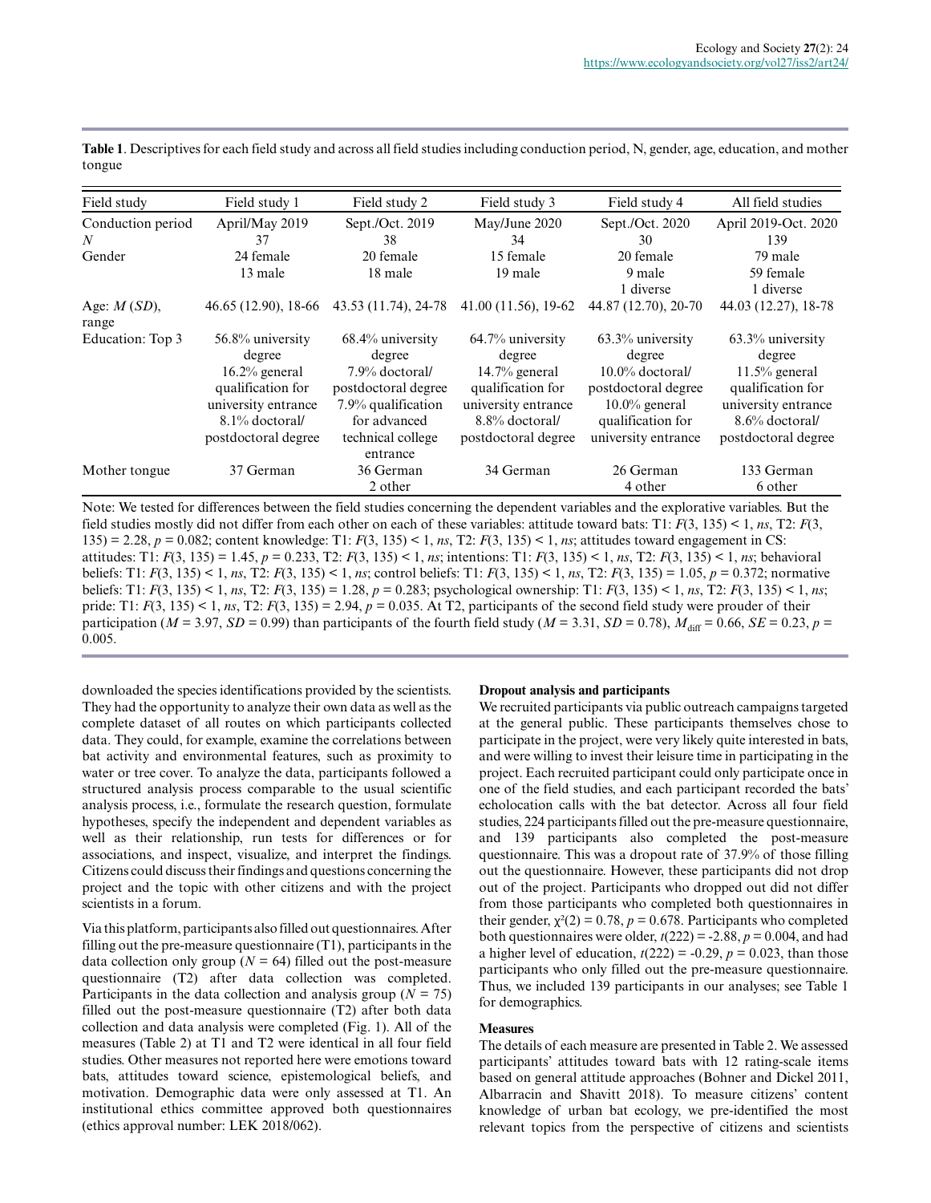**Table 1**. Descriptives for each field study and across all field studies including conduction period, N, gender, age, education, and mother tongue

| Field study | Field study 1 | Field study 2 | Field study 3 | Field study 4 | All field studies |
|---|---|---|---|---|---|
| Conduction period | April/May 2019 | Sept./Oct. 2019 | May/June 2020 | Sept./Oct. 2020 | April 2019-Oct. 2020 |
| *N* | 37 | 38 | 34 | 30 | 139 |
| Gender | 24 female<br>13 male | 20 female<br>18 male | 15 female<br>19 male | 20 female<br>9 male<br>1 diverse | 79 male<br>59 female<br>1 diverse |
| Age: *M* (*SD*), range | 46.65 (12.90), 18-66 | 43.53 (11.74), 24-78 | 41.00 (11.56), 19-62 | 44.87 (12.70), 20-70 | 44.03 (12.27), 18-78 |
| Education: Top 3 | 56.8% university degree<br>16.2% general qualification for university entrance<br>8.1% doctoral/ postdoctoral degree | 68.4% university degree<br>7.9% doctoral/ postdoctoral degree<br>7.9% qualification for advanced technical college entrance | 64.7% university degree<br>14.7% general qualification for university entrance<br>8.8% doctoral/ postdoctoral degree | 63.3% university degree<br>10.0% doctoral/ postdoctoral degree<br>10.0% general qualification for university entrance | 63.3% university degree<br>11.5% general qualification for university entrance<br>8.6% doctoral/ postdoctoral degree |
| Mother tongue | 37 German | 36 German<br>2 other | 34 German | 26 German<br>4 other | 133 German<br>6 other |

Note: We tested for differences between the field studies concerning the dependent variables and the explorative variables. But the field studies mostly did not differ from each other on each of these variables: attitude toward bats: T1: $F(3, 135) < 1$, *ns*, T2: $F(3, 135) = 2.28$, $p = 0.082$; content knowledge: T1: $F(3, 135) < 1$, *ns*, T2: $F(3, 135) < 1$, *ns*; attitudes toward engagement in CS: attitudes: T1: $F(3, 135) = 1.45$, $p = 0.233$, T2: $F(3, 135) < 1$, *ns*; intentions: T1: $F(3, 135) < 1$, *ns*, T2: $F(3, 135) < 1$, *ns*; behavioral beliefs: T1: $F(3, 135) < 1$, *ns*, T2: $F(3, 135) < 1$, *ns*; control beliefs: T1: $F(3, 135) < 1$, *ns*, T2: $F(3, 135) = 1.05$, $p = 0.372$; normative beliefs: T1: $F(3, 135) < 1$, *ns*, T2: $F(3, 135) = 1.28$, $p = 0.283$; psychological ownership: T1: $F(3, 135) < 1$, *ns*, T2: $F(3, 135) < 1$, *ns*; pride: T1: $F(3, 135) < 1$, *ns*, T2: $F(3, 135) = 2.94$, $p = 0.035$. At T2, participants of the second field study were prouder of their participation ($M = 3.97$, $SD = 0.99$) than participants of the fourth field study ($M = 3.31$, $SD = 0.78$), $M_{diff} = 0.66$, $SE = 0.23$, $p = 0.005$.

downloaded the species identifications provided by the scientists. They had the opportunity to analyze their own data as well as the complete dataset of all routes on which participants collected data. They could, for example, examine the correlations between bat activity and environmental features, such as proximity to water or tree cover. To analyze the data, participants followed a structured analysis process comparable to the usual scientific analysis process, i.e., formulate the research question, formulate hypotheses, specify the independent and dependent variables as well as their relationship, run tests for differences or for associations, and inspect, visualize, and interpret the findings. Citizens could discuss their findings and questions concerning the project and the topic with other citizens and with the project scientists in a forum.

Via this platform, participants also filled out questionnaires. After filling out the pre-measure questionnaire (T1), participants in the data collection only group ($N = 64$) filled out the post-measure questionnaire (T2) after data collection was completed. Participants in the data collection and analysis group ($N = 75$) filled out the post-measure questionnaire (T2) after both data collection and data analysis were completed (Fig. 1). All of the measures (Table 2) at T1 and T2 were identical in all four field studies. Other measures not reported here were emotions toward bats, attitudes toward science, epistemological beliefs, and motivation. Demographic data were only assessed at T1. An institutional ethics committee approved both questionnaires (ethics approval number: LEK 2018/062).

### Dropout analysis and participants

We recruited participants via public outreach campaigns targeted at the general public. These participants themselves chose to participate in the project, were very likely quite interested in bats, and were willing to invest their leisure time in participating in the project. Each recruited participant could only participate once in one of the field studies, and each participant recorded the bats' echolocation calls with the bat detector. Across all four field studies, 224 participants filled out the pre-measure questionnaire, and 139 participants also completed the post-measure questionnaire. This was a dropout rate of 37.9% of those filling out the questionnaire. However, these participants did not drop out of the project. Participants who dropped out did not differ from those participants who completed both questionnaires in their gender, $\chi^2(2) = 0.78$, $p = 0.678$. Participants who completed both questionnaires were older, $t(222) = -2.88$, $p = 0.004$, and had a higher level of education, $t(222) = -0.29$, $p = 0.023$, than those participants who only filled out the pre-measure questionnaire. Thus, we included 139 participants in our analyses; see Table 1 for demographics.

### Measures

The details of each measure are presented in Table 2. We assessed participants' attitudes toward bats with 12 rating-scale items based on general attitude approaches (Bohner and Dickel 2011, Albarracin and Shavitt 2018). To measure citizens' content knowledge of urban bat ecology, we pre-identified the most relevant topics from the perspective of citizens and scientists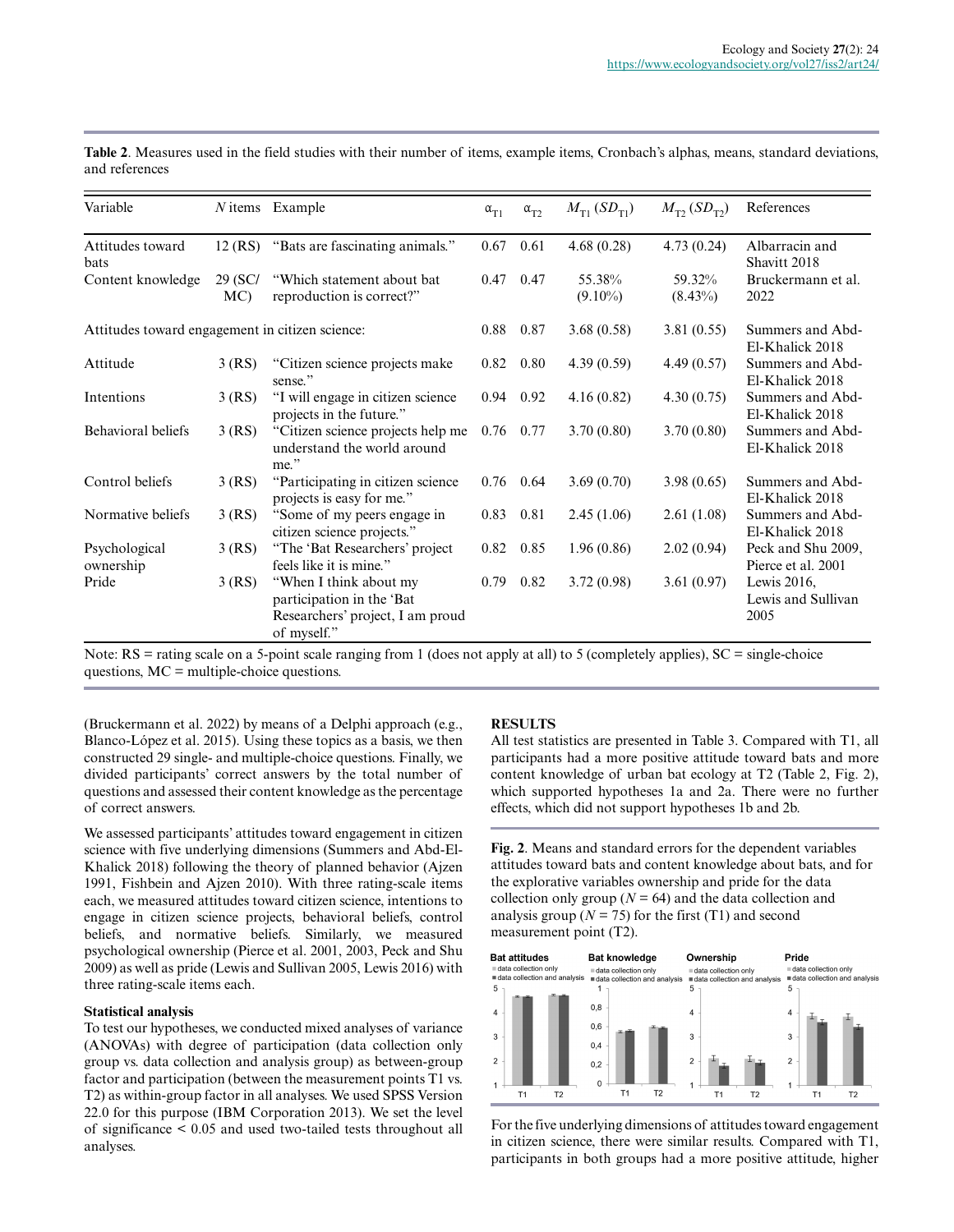**Table 2**. Measures used in the field studies with their number of items, example items, Cronbach's alphas, means, standard deviations, and references

| Variable | *N* items | Example | $\alpha_{T1}$ | $\alpha_{T2}$ | $M_{T1}$ ($SD_{T1}$) | $M_{T2}$ ($SD_{T2}$) | References |
|---|---|---|---|---|---|---|---|
| Attitudes toward bats | 12 (RS) | "Bats are fascinating animals." | 0.67 | 0.61 | 4.68 (0.28) | 4.73 (0.24) | Albarracin and Shavitt 2018 |
| Content knowledge | 29 (SC/MC) | "Which statement about bat reproduction is correct?" | 0.47 | 0.47 | 55.38% (9.10%) | 59.32% (8.43%) | Bruckermann et al. 2022 |
| Attitudes toward engagement in citizen science: | | | 0.88 | 0.87 | 3.68 (0.58) | 3.81 (0.55) | Summers and Abd-El-Khalick 2018 |
| Attitude | 3 (RS) | "Citizen science projects make sense." | 0.82 | 0.80 | 4.39 (0.59) | 4.49 (0.57) | Summers and Abd-El-Khalick 2018 |
| Intentions | 3 (RS) | "I will engage in citizen science projects in the future." | 0.94 | 0.92 | 4.16 (0.82) | 4.30 (0.75) | Summers and Abd-El-Khalick 2018 |
| Behavioral beliefs | 3 (RS) | "Citizen science projects help me understand the world around me." | 0.76 | 0.77 | 3.70 (0.80) | 3.70 (0.80) | Summers and Abd-El-Khalick 2018 |
| Control beliefs | 3 (RS) | "Participating in citizen science projects is easy for me." | 0.76 | 0.64 | 3.69 (0.70) | 3.98 (0.65) | Summers and Abd-El-Khalick 2018 |
| Normative beliefs | 3 (RS) | "Some of my peers engage in citizen science projects." | 0.83 | 0.81 | 2.45 (1.06) | 2.61 (1.08) | Summers and Abd-El-Khalick 2018 |
| Psychological ownership | 3 (RS) | "The 'Bat Researchers' project feels like it is mine." | 0.82 | 0.85 | 1.96 (0.86) | 2.02 (0.94) | Peck and Shu 2009, Pierce et al. 2001 |
| Pride | 3 (RS) | "When I think about my participation in the 'Bat Researchers' project, I am proud of myself." | 0.79 | 0.82 | 3.72 (0.98) | 3.61 (0.97) | Lewis 2016, Lewis and Sullivan 2005 |

Note: RS = rating scale on a 5-point scale ranging from 1 (does not apply at all) to 5 (completely applies), SC = single-choice questions, MC = multiple-choice questions.

(Bruckermann et al. 2022) by means of a Delphi approach (e.g., Blanco-López et al. 2015). Using these topics as a basis, we then constructed 29 single- and multiple-choice questions. Finally, we divided participants' correct answers by the total number of questions and assessed their content knowledge as the percentage of correct answers.

We assessed participants' attitudes toward engagement in citizen science with five underlying dimensions (Summers and Abd-El-Khalick 2018) following the theory of planned behavior (Ajzen 1991, Fishbein and Ajzen 2010). With three rating-scale items each, we measured attitudes toward citizen science, intentions to engage in citizen science projects, behavioral beliefs, control beliefs, and normative beliefs. Similarly, we measured psychological ownership (Pierce et al. 2001, 2003, Peck and Shu 2009) as well as pride (Lewis and Sullivan 2005, Lewis 2016) with three rating-scale items each.

### Statistical analysis

To test our hypotheses, we conducted mixed analyses of variance (ANOVAs) with degree of participation (data collection only group vs. data collection and analysis group) as between-group factor and participation (between the measurement points T1 vs. T2) as within-group factor in all analyses. We used SPSS Version 22.0 for this purpose (IBM Corporation 2013). We set the level of significance < 0.05 and used two-tailed tests throughout all analyses.

## RESULTS

All test statistics are presented in Table 3. Compared with T1, all participants had a more positive attitude toward bats and more content knowledge of urban bat ecology at T2 (Table 2, Fig. 2), which supported hypotheses 1a and 2a. There were no further effects, which did not support hypotheses 1b and 2b.

**Fig. 2**. Means and standard errors for the dependent variables attitudes toward bats and content knowledge about bats, and for the explorative variables ownership and pride for the data collection only group ($N$ = 64) and the data collection and analysis group ($N$ = 75) for the first (T1) and second measurement point (T2).

For the five underlying dimensions of attitudes toward engagement in citizen science, there were similar results. Compared with T1, participants in both groups had a more positive attitude, higher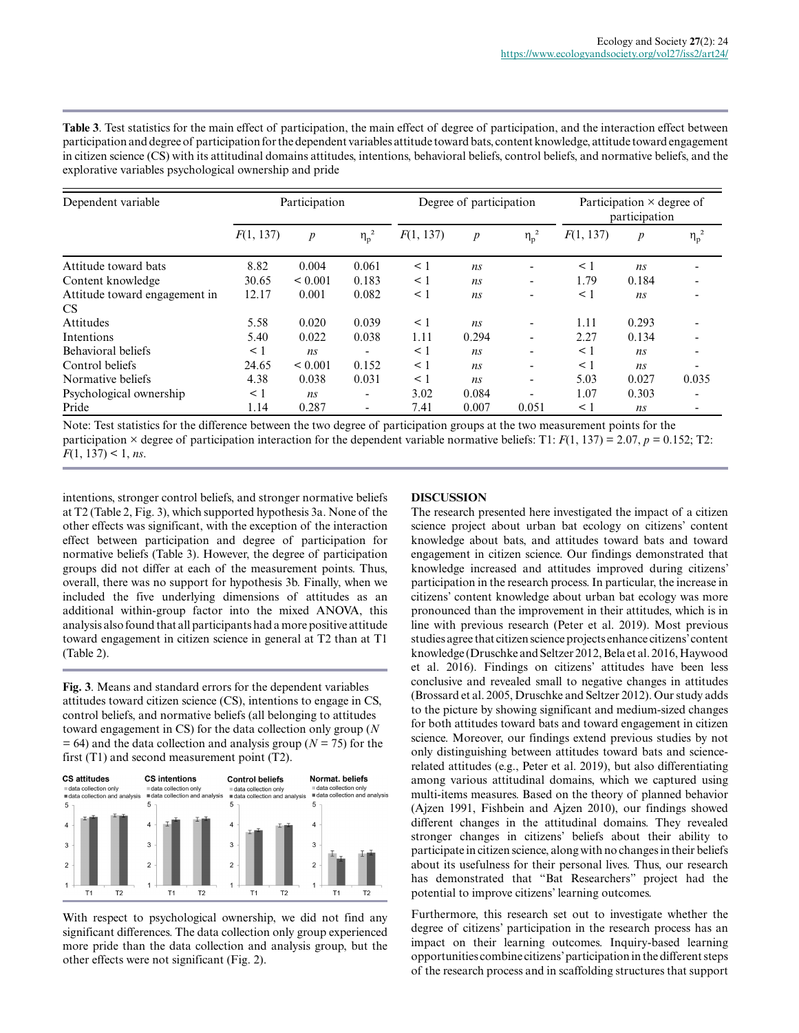**Table 3**. Test statistics for the main effect of participation, the main effect of degree of participation, and the interaction effect between participation and degree of participation for the dependent variables attitude toward bats, content knowledge, attitude toward engagement in citizen science (CS) with its attitudinal domains attitudes, intentions, behavioral beliefs, control beliefs, and normative beliefs, and the explorative variables psychological ownership and pride

| Dependent variable | Participation | | | Degree of participation | | | Participation × degree of participation | | |
|---|---|---|---|---|---|---|---|---|---|
| | $F(1, 137)$ | $p$ | $\eta_p^2$ | $F(1, 137)$ | $p$ | $\eta_p^2$ | $F(1, 137)$ | $p$ | $\eta_p^2$ |
| Attitude toward bats | 8.82 | 0.004 | 0.061 | < 1 | *ns* | - | < 1 | *ns* | - |
| Content knowledge | 30.65 | < 0.001 | 0.183 | < 1 | *ns* | - | 1.79 | 0.184 | - |
| Attitude toward engagement in CS | 12.17 | 0.001 | 0.082 | < 1 | *ns* | - | < 1 | *ns* | - |
| Attitudes | 5.58 | 0.020 | 0.039 | < 1 | *ns* | - | 1.11 | 0.293 | - |
| Intentions | 5.40 | 0.022 | 0.038 | 1.11 | 0.294 | - | 2.27 | 0.134 | - |
| Behavioral beliefs | < 1 | *ns* | - | < 1 | *ns* | - | < 1 | *ns* | - |
| Control beliefs | 24.65 | < 0.001 | 0.152 | < 1 | *ns* | - | < 1 | *ns* | - |
| Normative beliefs | 4.38 | 0.038 | 0.031 | < 1 | *ns* | - | 5.03 | 0.027 | 0.035 |
| Psychological ownership | < 1 | *ns* | - | 3.02 | 0.084 | - | 1.07 | 0.303 | - |
| Pride | 1.14 | 0.287 | - | 7.41 | 0.007 | 0.051 | < 1 | *ns* | - |

Note: Test statistics for the difference between the two degree of participation groups at the two measurement points for the participation × degree of participation interaction for the dependent variable normative beliefs: T1: $F(1, 137) = 2.07$, $p = 0.152$; T2: $F(1, 137) < 1$, *ns*.

intentions, stronger control beliefs, and stronger normative beliefs at T2 (Table 2, Fig. 3), which supported hypothesis 3a. None of the other effects was significant, with the exception of the interaction effect between participation and degree of participation for normative beliefs (Table 3). However, the degree of participation groups did not differ at each of the measurement points. Thus, overall, there was no support for hypothesis 3b. Finally, when we included the five underlying dimensions of attitudes as an additional within-group factor into the mixed ANOVA, this analysis also found that all participants had a more positive attitude toward engagement in citizen science in general at T2 than at T1 (Table 2).

**Fig. 3**. Means and standard errors for the dependent variables attitudes toward citizen science (CS), intentions to engage in CS, control beliefs, and normative beliefs (all belonging to attitudes toward engagement in CS) for the data collection only group ($N = 64$) and the data collection and analysis group ($N = 75$) for the first (T1) and second measurement point (T2).

CS attitudes
CS intentions
Control beliefs
Normat. beliefs
data collection only
data collection and analysis
1
2
3
4
5
T1
T2

With respect to psychological ownership, we did not find any significant differences. The data collection only group experienced more pride than the data collection and analysis group, but the other effects were not significant (Fig. 2).

## DISCUSSION

The research presented here investigated the impact of a citizen science project about urban bat ecology on citizens' content knowledge about bats, and attitudes toward bats and toward engagement in citizen science. Our findings demonstrated that knowledge increased and attitudes improved during citizens' participation in the research process. In particular, the increase in citizens' content knowledge about urban bat ecology was more pronounced than the improvement in their attitudes, which is in line with previous research (Peter et al. 2019). Most previous studies agree that citizen science projects enhance citizens' content knowledge (Druschke and Seltzer 2012, Bela et al. 2016, Haywood et al. 2016). Findings on citizens' attitudes have been less conclusive and revealed small to negative changes in attitudes (Brossard et al. 2005, Druschke and Seltzer 2012). Our study adds to the picture by showing significant and medium-sized changes for both attitudes toward bats and toward engagement in citizen science. Moreover, our findings extend previous studies by not only distinguishing between attitudes toward bats and science-related attitudes (e.g., Peter et al. 2019), but also differentiating among various attitudinal domains, which we captured using multi-items measures. Based on the theory of planned behavior (Ajzen 1991, Fishbein and Ajzen 2010), our findings showed different changes in the attitudinal domains. They revealed stronger changes in citizens' beliefs about their ability to participate in citizen science, along with no changes in their beliefs about its usefulness for their personal lives. Thus, our research has demonstrated that "Bat Researchers" project had the potential to improve citizens' learning outcomes.

Furthermore, this research set out to investigate whether the degree of citizens' participation in the research process has an impact on their learning outcomes. Inquiry-based learning opportunities combine citizens' participation in the different steps of the research process and in scaffolding structures that support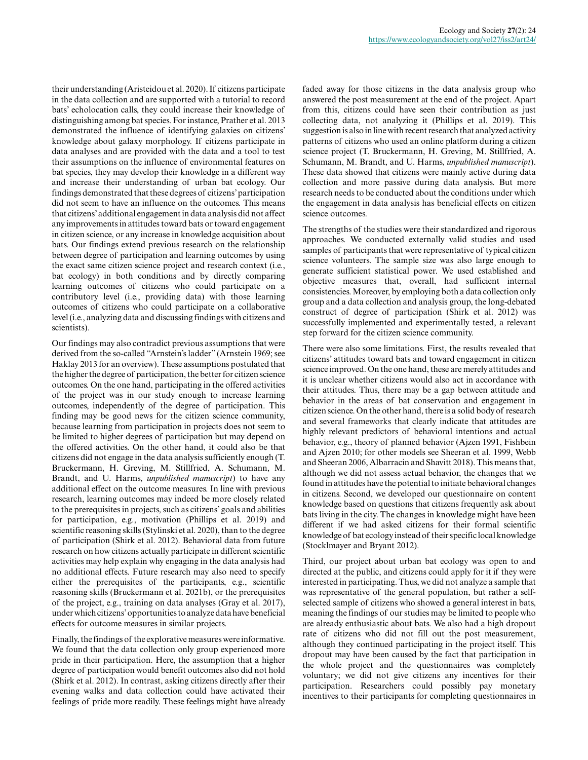their understanding (Aristeidou et al. 2020). If citizens participate in the data collection and are supported with a tutorial to record bats' echolocation calls, they could increase their knowledge of distinguishing among bat species. For instance, Prather et al. 2013 demonstrated the influence of identifying galaxies on citizens' knowledge about galaxy morphology. If citizens participate in data analyses and are provided with the data and a tool to test their assumptions on the influence of environmental features on bat species, they may develop their knowledge in a different way and increase their understanding of urban bat ecology. Our findings demonstrated that these degrees of citizens' participation did not seem to have an influence on the outcomes. This means that citizens' additional engagement in data analysis did not affect any improvements in attitudes toward bats or toward engagement in citizen science, or any increase in knowledge acquisition about bats. Our findings extend previous research on the relationship between degree of participation and learning outcomes by using the exact same citizen science project and research context (i.e., bat ecology) in both conditions and by directly comparing learning outcomes of citizens who could participate on a contributory level (i.e., providing data) with those learning outcomes of citizens who could participate on a collaborative level (i.e., analyzing data and discussing findings with citizens and scientists).

Our findings may also contradict previous assumptions that were derived from the so-called "Arnstein's ladder" (Arnstein 1969; see Haklay 2013 for an overview). These assumptions postulated that the higher the degree of participation, the better for citizen science outcomes. On the one hand, participating in the offered activities of the project was in our study enough to increase learning outcomes, independently of the degree of participation. This finding may be good news for the citizen science community, because learning from participation in projects does not seem to be limited to higher degrees of participation but may depend on the offered activities. On the other hand, it could also be that citizens did not engage in the data analysis sufficiently enough (T. Bruckermann, H. Greving, M. Stillfried, A. Schumann, M. Brandt, and U. Harms, *unpublished manuscript*) to have any additional effect on the outcome measures. In line with previous research, learning outcomes may indeed be more closely related to the prerequisites in projects, such as citizens' goals and abilities for participation, e.g., motivation (Phillips et al. 2019) and scientific reasoning skills (Stylinski et al. 2020), than to the degree of participation (Shirk et al. 2012). Behavioral data from future research on how citizens actually participate in different scientific activities may help explain why engaging in the data analysis had no additional effects. Future research may also need to specify either the prerequisites of the participants, e.g., scientific reasoning skills (Bruckermann et al. 2021b), or the prerequisites of the project, e.g., training on data analyses (Gray et al. 2017), under which citizens' opportunities to analyze data have beneficial effects for outcome measures in similar projects.

Finally, the findings of the explorative measures were informative. We found that the data collection only group experienced more pride in their participation. Here, the assumption that a higher degree of participation would benefit outcomes also did not hold (Shirk et al. 2012). In contrast, asking citizens directly after their evening walks and data collection could have activated their feelings of pride more readily. These feelings might have already faded away for those citizens in the data analysis group who answered the post measurement at the end of the project. Apart from this, citizens could have seen their contribution as just collecting data, not analyzing it (Phillips et al. 2019). This suggestion is also in line with recent research that analyzed activity patterns of citizens who used an online platform during a citizen science project (T. Bruckermann, H. Greving, M. Stillfried, A. Schumann, M. Brandt, and U. Harms, *unpublished manuscript*). These data showed that citizens were mainly active during data collection and more passive during data analysis. But more research needs to be conducted about the conditions under which the engagement in data analysis has beneficial effects on citizen science outcomes.

The strengths of the studies were their standardized and rigorous approaches. We conducted externally valid studies and used samples of participants that were representative of typical citizen science volunteers. The sample size was also large enough to generate sufficient statistical power. We used established and objective measures that, overall, had sufficient internal consistencies. Moreover, by employing both a data collection only group and a data collection and analysis group, the long-debated construct of degree of participation (Shirk et al. 2012) was successfully implemented and experimentally tested, a relevant step forward for the citizen science community.

There were also some limitations. First, the results revealed that citizens' attitudes toward bats and toward engagement in citizen science improved. On the one hand, these are merely attitudes and it is unclear whether citizens would also act in accordance with their attitudes. Thus, there may be a gap between attitude and behavior in the areas of bat conservation and engagement in citizen science. On the other hand, there is a solid body of research and several frameworks that clearly indicate that attitudes are highly relevant predictors of behavioral intentions and actual behavior, e.g., theory of planned behavior (Ajzen 1991, Fishbein and Ajzen 2010; for other models see Sheeran et al. 1999, Webb and Sheeran 2006, Albarracin and Shavitt 2018). This means that, although we did not assess actual behavior, the changes that we found in attitudes have the potential to initiate behavioral changes in citizens. Second, we developed our questionnaire on content knowledge based on questions that citizens frequently ask about bats living in the city. The changes in knowledge might have been different if we had asked citizens for their formal scientific knowledge of bat ecology instead of their specific local knowledge (Stocklmayer and Bryant 2012).

Third, our project about urban bat ecology was open to and directed at the public, and citizens could apply for it if they were interested in participating. Thus, we did not analyze a sample that was representative of the general population, but rather a self-selected sample of citizens who showed a general interest in bats, meaning the findings of our studies may be limited to people who are already enthusiastic about bats. We also had a high dropout rate of citizens who did not fill out the post measurement, although they continued participating in the project itself. This dropout may have been caused by the fact that participation in the whole project and the questionnaires was completely voluntary; we did not give citizens any incentives for their participation. Researchers could possibly pay monetary incentives to their participants for completing questionnaires in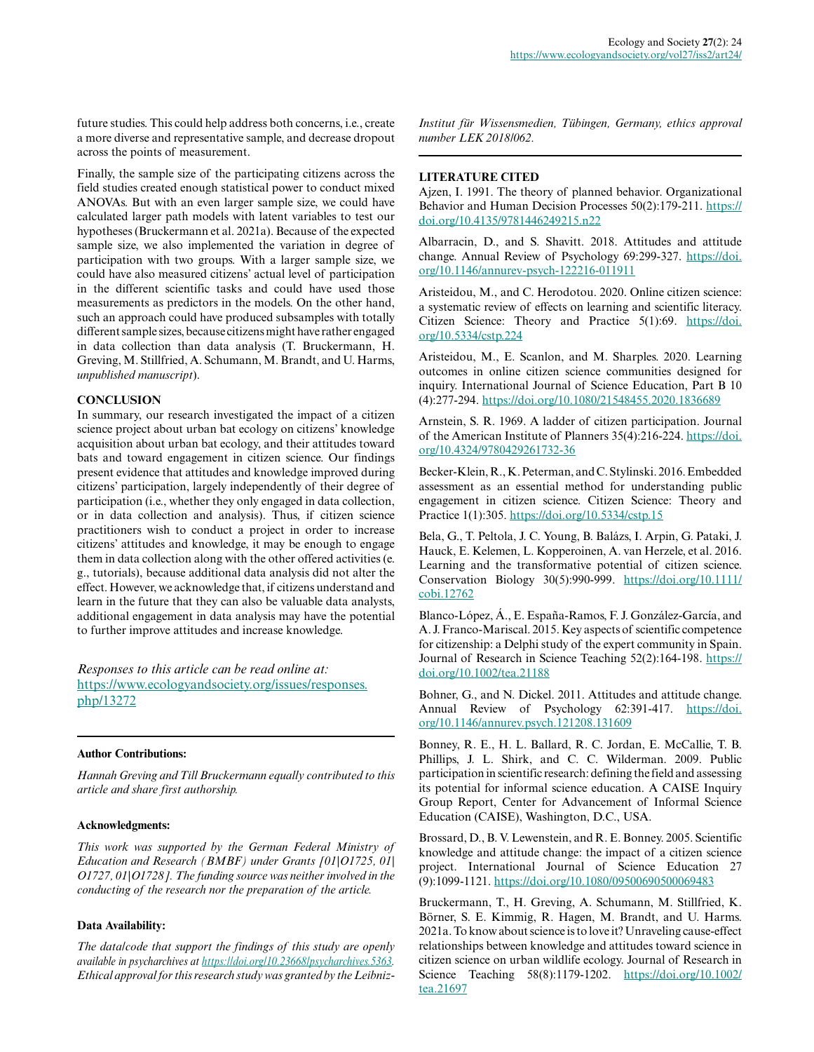future studies. This could help address both concerns, i.e., create a more diverse and representative sample, and decrease dropout across the points of measurement.

Finally, the sample size of the participating citizens across the field studies created enough statistical power to conduct mixed ANOVAs. But with an even larger sample size, we could have calculated larger path models with latent variables to test our hypotheses (Bruckermann et al. 2021a). Because of the expected sample size, we also implemented the variation in degree of participation with two groups. With a larger sample size, we could have also measured citizens' actual level of participation in the different scientific tasks and could have used those measurements as predictors in the models. On the other hand, such an approach could have produced subsamples with totally different sample sizes, because citizens might have rather engaged in data collection than data analysis (T. Bruckermann, H. Greving, M. Stillfried, A. Schumann, M. Brandt, and U. Harms, *unpublished manuscript*).

## CONCLUSION

In summary, our research investigated the impact of a citizen science project about urban bat ecology on citizens' knowledge acquisition about urban bat ecology, and their attitudes toward bats and toward engagement in citizen science. Our findings present evidence that attitudes and knowledge improved during citizens' participation, largely independently of their degree of participation (i.e., whether they only engaged in data collection, or in data collection and analysis). Thus, if citizen science practitioners wish to conduct a project in order to increase citizens' attitudes and knowledge, it may be enough to engage them in data collection along with the other offered activities (e.g., tutorials), because additional data analysis did not alter the effect. However, we acknowledge that, if citizens understand and learn in the future that they can also be valuable data analysts, additional engagement in data analysis may have the potential to further improve attitudes and increase knowledge.

*Responses to this article can be read online at:*
https://www.ecologyandsociety.org/issues/responses.php/13272

**Author Contributions:**

*Hannah Greving and Till Bruckermann equally contributed to this article and share first authorship.*

**Acknowledgments:**

*This work was supported by the German Federal Ministry of Education and Research (BMBF) under Grants [01|O1725, 01|O1727, 01|O1728]. The funding source was neither involved in the conducting of the research nor the preparation of the article.*

**Data Availability:**

*The data/code that support the findings of this study are openly available in psycharchives at https://doi.org/10.23668/psycharchives.5363. Ethical approval for this research study was granted by the Leibniz-Institut für Wissensmedien, Tübingen, Germany, ethics approval number LEK 2018/062.*

## LITERATURE CITED

Ajzen, I. 1991. The theory of planned behavior. Organizational Behavior and Human Decision Processes 50(2):179-211. https://doi.org/10.4135/9781446249215.n22

Albarracin, D., and S. Shavitt. 2018. Attitudes and attitude change. Annual Review of Psychology 69:299-327. https://doi.org/10.1146/annurev-psych-122216-011911

Aristeidou, M., and C. Herodotou. 2020. Online citizen science: a systematic review of effects on learning and scientific literacy. Citizen Science: Theory and Practice 5(1):69. https://doi.org/10.5334/cstp.224

Aristeidou, M., E. Scanlon, and M. Sharples. 2020. Learning outcomes in online citizen science communities designed for inquiry. International Journal of Science Education, Part B 10(4):277-294. https://doi.org/10.1080/21548455.2020.1836689

Arnstein, S. R. 1969. A ladder of citizen participation. Journal of the American Institute of Planners 35(4):216-224. https://doi.org/10.4324/9780429261732-36

Becker-Klein, R., K. Peterman, and C. Stylinski. 2016. Embedded assessment as an essential method for understanding public engagement in citizen science. Citizen Science: Theory and Practice 1(1):305. https://doi.org/10.5334/cstp.15

Bela, G., T. Peltola, J. C. Young, B. Balázs, I. Arpin, G. Pataki, J. Hauck, E. Kelemen, L. Kopperoinen, A. van Herzele, et al. 2016. Learning and the transformative potential of citizen science. Conservation Biology 30(5):990-999. https://doi.org/10.1111/cobi.12762

Blanco-López, Á., E. España-Ramos, F. J. González-García, and A. J. Franco-Mariscal. 2015. Key aspects of scientific competence for citizenship: a Delphi study of the expert community in Spain. Journal of Research in Science Teaching 52(2):164-198. https://doi.org/10.1002/tea.21188

Bohner, G., and N. Dickel. 2011. Attitudes and attitude change. Annual Review of Psychology 62:391-417. https://doi.org/10.1146/annurev.psych.121208.131609

Bonney, R. E., H. L. Ballard, R. C. Jordan, E. McCallie, T. B. Phillips, J. L. Shirk, and C. C. Wilderman. 2009. Public participation in scientific research: defining the field and assessing its potential for informal science education. A CAISE Inquiry Group Report, Center for Advancement of Informal Science Education (CAISE), Washington, D.C., USA.

Brossard, D., B. V. Lewenstein, and R. E. Bonney. 2005. Scientific knowledge and attitude change: the impact of a citizen science project. International Journal of Science Education 27(9):1099-1121. https://doi.org/10.1080/09500690500069483

Bruckermann, T., H. Greving, A. Schumann, M. Stillfried, K. Börner, S. E. Kimmig, R. Hagen, M. Brandt, and U. Harms. 2021a. To know about science is to love it? Unraveling cause-effect relationships between knowledge and attitudes toward science in citizen science on urban wildlife ecology. Journal of Research in Science Teaching 58(8):1179-1202. https://doi.org/10.1002/tea.21697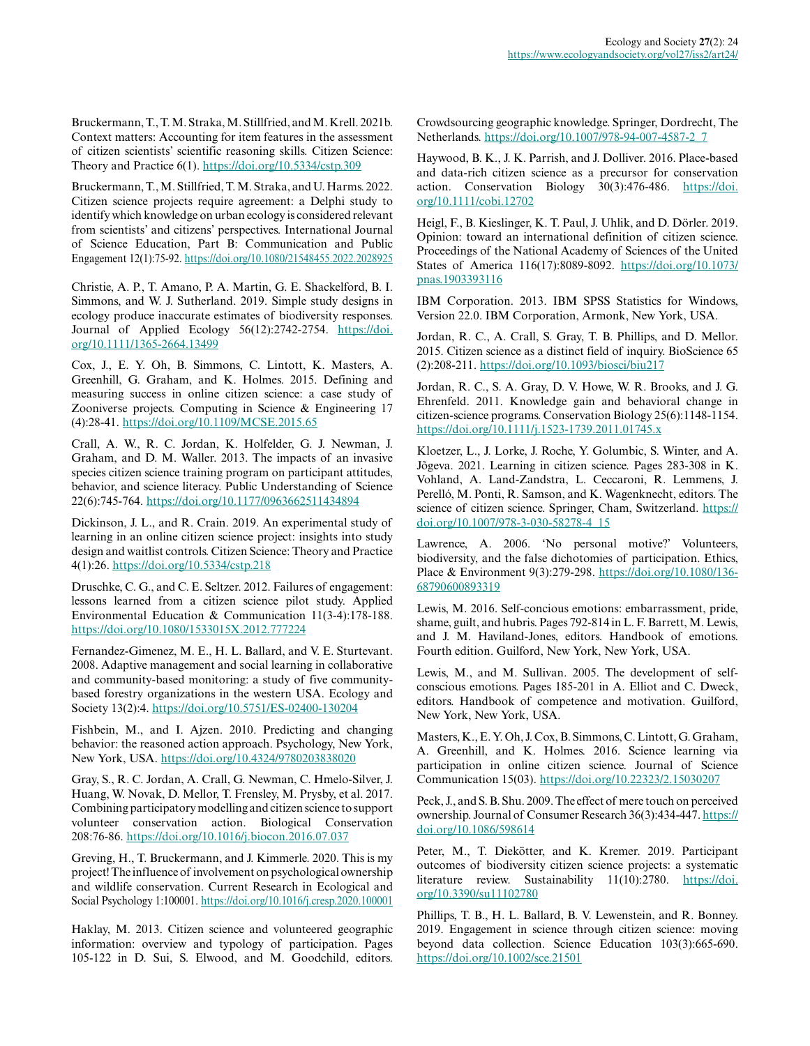Bruckermann, T., T. M. Straka, M. Stillfried, and M. Krell. 2021b. Context matters: Accounting for item features in the assessment of citizen scientists' scientific reasoning skills. Citizen Science: Theory and Practice 6(1). https://doi.org/10.5334/cstp.309

Bruckermann, T., M. Stillfried, T. M. Straka, and U. Harms. 2022. Citizen science projects require agreement: a Delphi study to identify which knowledge on urban ecology is considered relevant from scientists' and citizens' perspectives. International Journal of Science Education, Part B: Communication and Public Engagement 12(1):75-92. https://doi.org/10.1080/21548455.2022.2028925

Christie, A. P., T. Amano, P. A. Martin, G. E. Shackelford, B. I. Simmons, and W. J. Sutherland. 2019. Simple study designs in ecology produce inaccurate estimates of biodiversity responses. Journal of Applied Ecology 56(12):2742-2754. https://doi.org/10.1111/1365-2664.13499

Cox, J., E. Y. Oh, B. Simmons, C. Lintott, K. Masters, A. Greenhill, G. Graham, and K. Holmes. 2015. Defining and measuring success in online citizen science: a case study of Zooniverse projects. Computing in Science & Engineering 17 (4):28-41. https://doi.org/10.1109/MCSE.2015.65

Crall, A. W., R. C. Jordan, K. Holfelder, G. J. Newman, J. Graham, and D. M. Waller. 2013. The impacts of an invasive species citizen science training program on participant attitudes, behavior, and science literacy. Public Understanding of Science 22(6):745-764. https://doi.org/10.1177/0963662511434894

Dickinson, J. L., and R. Crain. 2019. An experimental study of learning in an online citizen science project: insights into study design and waitlist controls. Citizen Science: Theory and Practice 4(1):26. https://doi.org/10.5334/cstp.218

Druschke, C. G., and C. E. Seltzer. 2012. Failures of engagement: lessons learned from a citizen science pilot study. Applied Environmental Education & Communication 11(3-4):178-188. https://doi.org/10.1080/1533015X.2012.777224

Fernandez-Gimenez, M. E., H. L. Ballard, and V. E. Sturtevant. 2008. Adaptive management and social learning in collaborative and community-based monitoring: a study of five community-based forestry organizations in the western USA. Ecology and Society 13(2):4. https://doi.org/10.5751/ES-02400-130204

Fishbein, M., and I. Ajzen. 2010. Predicting and changing behavior: the reasoned action approach. Psychology, New York, New York, USA. https://doi.org/10.4324/9780203838020

Gray, S., R. C. Jordan, A. Crall, G. Newman, C. Hmelo-Silver, J. Huang, W. Novak, D. Mellor, T. Frensley, M. Prysby, et al. 2017. Combining participatory modelling and citizen science to support volunteer conservation action. Biological Conservation 208:76-86. https://doi.org/10.1016/j.biocon.2016.07.037

Greving, H., T. Bruckermann, and J. Kimmerle. 2020. This is my project! The influence of involvement on psychological ownership and wildlife conservation. Current Research in Ecological and Social Psychology 1:100001. https://doi.org/10.1016/j.cresp.2020.100001

Haklay, M. 2013. Citizen science and volunteered geographic information: overview and typology of participation. Pages 105-122 in D. Sui, S. Elwood, and M. Goodchild, editors. Crowdsourcing geographic knowledge. Springer, Dordrecht, The Netherlands. https://doi.org/10.1007/978-94-007-4587-2_7

Haywood, B. K., J. K. Parrish, and J. Dolliver. 2016. Place-based and data-rich citizen science as a precursor for conservation action. Conservation Biology 30(3):476-486. https://doi.org/10.1111/cobi.12702

Heigl, F., B. Kieslinger, K. T. Paul, J. Uhlik, and D. Dörler. 2019. Opinion: toward an international definition of citizen science. Proceedings of the National Academy of Sciences of the United States of America 116(17):8089-8092. https://doi.org/10.1073/pnas.1903393116

IBM Corporation. 2013. IBM SPSS Statistics for Windows, Version 22.0. IBM Corporation, Armonk, New York, USA.

Jordan, R. C., A. Crall, S. Gray, T. B. Phillips, and D. Mellor. 2015. Citizen science as a distinct field of inquiry. BioScience 65 (2):208-211. https://doi.org/10.1093/biosci/biu217

Jordan, R. C., S. A. Gray, D. V. Howe, W. R. Brooks, and J. G. Ehrenfeld. 2011. Knowledge gain and behavioral change in citizen-science programs. Conservation Biology 25(6):1148-1154. https://doi.org/10.1111/j.1523-1739.2011.01745.x

Kloetzer, L., J. Lorke, J. Roche, Y. Golumbic, S. Winter, and A. Jõgeva. 2021. Learning in citizen science. Pages 283-308 in K. Vohland, A. Land-Zandstra, L. Ceccaroni, R. Lemmens, J. Perelló, M. Ponti, R. Samson, and K. Wagenknecht, editors. The science of citizen science. Springer, Cham, Switzerland. https://doi.org/10.1007/978-3-030-58278-4_15

Lawrence, A. 2006. 'No personal motive?' Volunteers, biodiversity, and the false dichotomies of participation. Ethics, Place & Environment 9(3):279-298. https://doi.org/10.1080/13668790600893319

Lewis, M. 2016. Self-concious emotions: embarrassment, pride, shame, guilt, and hubris. Pages 792-814 in L. F. Barrett, M. Lewis, and J. M. Haviland-Jones, editors. Handbook of emotions. Fourth edition. Guilford, New York, New York, USA.

Lewis, M., and M. Sullivan. 2005. The development of self-conscious emotions. Pages 185-201 in A. Elliot and C. Dweck, editors. Handbook of competence and motivation. Guilford, New York, New York, USA.

Masters, K., E. Y. Oh, J. Cox, B. Simmons, C. Lintott, G. Graham, A. Greenhill, and K. Holmes. 2016. Science learning via participation in online citizen science. Journal of Science Communication 15(03). https://doi.org/10.22323/2.15030207

Peck, J., and S. B. Shu. 2009. The effect of mere touch on perceived ownership. Journal of Consumer Research 36(3):434-447. https://doi.org/10.1086/598614

Peter, M., T. Diekötter, and K. Kremer. 2019. Participant outcomes of biodiversity citizen science projects: a systematic literature review. Sustainability 11(10):2780. https://doi.org/10.3390/su11102780

Phillips, T. B., H. L. Ballard, B. V. Lewenstein, and R. Bonney. 2019. Engagement in science through citizen science: moving beyond data collection. Science Education 103(3):665-690. https://doi.org/10.1002/sce.21501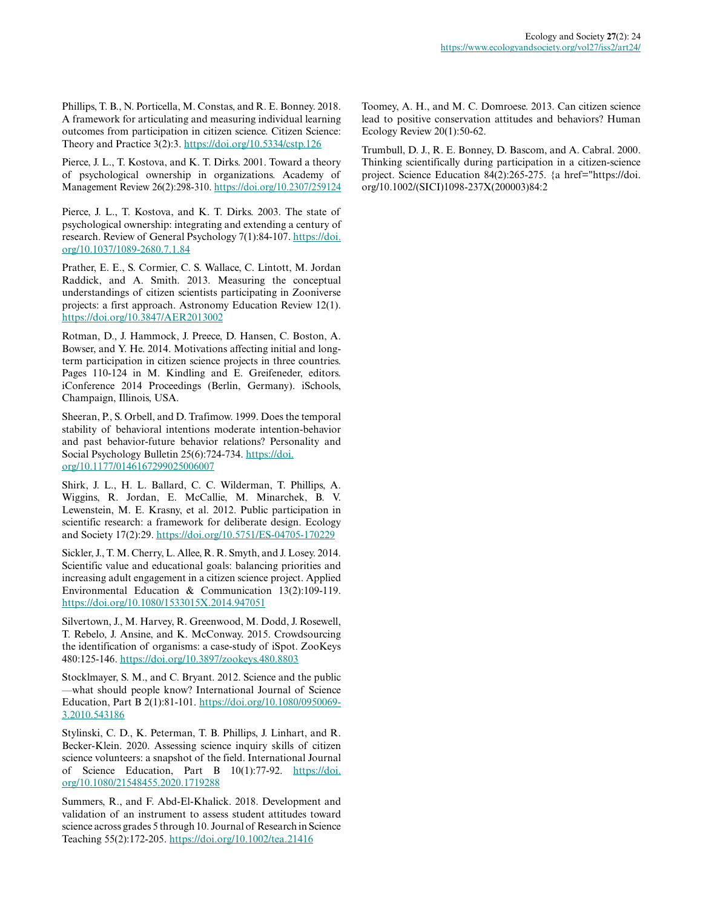Phillips, T. B., N. Porticella, M. Constas, and R. E. Bonney. 2018. A framework for articulating and measuring individual learning outcomes from participation in citizen science. Citizen Science: Theory and Practice 3(2):3. https://doi.org/10.5334/cstp.126

Pierce, J. L., T. Kostova, and K. T. Dirks. 2001. Toward a theory of psychological ownership in organizations. Academy of Management Review 26(2):298-310. https://doi.org/10.2307/259124

Pierce, J. L., T. Kostova, and K. T. Dirks. 2003. The state of psychological ownership: integrating and extending a century of research. Review of General Psychology 7(1):84-107. https://doi.org/10.1037/1089-2680.7.1.84

Prather, E. E., S. Cormier, C. S. Wallace, C. Lintott, M. Jordan Raddick, and A. Smith. 2013. Measuring the conceptual understandings of citizen scientists participating in Zooniverse projects: a first approach. Astronomy Education Review 12(1). https://doi.org/10.3847/AER2013002

Rotman, D., J. Hammock, J. Preece, D. Hansen, C. Boston, A. Bowser, and Y. He. 2014. Motivations affecting initial and long-term participation in citizen science projects in three countries. Pages 110-124 in M. Kindling and E. Greifeneder, editors. iConference 2014 Proceedings (Berlin, Germany). iSchools, Champaign, Illinois, USA.

Sheeran, P., S. Orbell, and D. Trafimow. 1999. Does the temporal stability of behavioral intentions moderate intention-behavior and past behavior-future behavior relations? Personality and Social Psychology Bulletin 25(6):724-734. https://doi.org/10.1177/0146167299025006007

Shirk, J. L., H. L. Ballard, C. C. Wilderman, T. Phillips, A. Wiggins, R. Jordan, E. McCallie, M. Minarchek, B. V. Lewenstein, M. E. Krasny, et al. 2012. Public participation in scientific research: a framework for deliberate design. Ecology and Society 17(2):29. https://doi.org/10.5751/ES-04705-170229

Sickler, J., T. M. Cherry, L. Allee, R. R. Smyth, and J. Losey. 2014. Scientific value and educational goals: balancing priorities and increasing adult engagement in a citizen science project. Applied Environmental Education & Communication 13(2):109-119. https://doi.org/10.1080/1533015X.2014.947051

Silvertown, J., M. Harvey, R. Greenwood, M. Dodd, J. Rosewell, T. Rebelo, J. Ansine, and K. McConway. 2015. Crowdsourcing the identification of organisms: a case-study of iSpot. ZooKeys 480:125-146. https://doi.org/10.3897/zookeys.480.8803

Stocklmayer, S. M., and C. Bryant. 2012. Science and the public—what should people know? International Journal of Science Education, Part B 2(1):81-101. https://doi.org/10.1080/09500693.2010.543186

Stylinski, C. D., K. Peterman, T. B. Phillips, J. Linhart, and R. Becker-Klein. 2020. Assessing science inquiry skills of citizen science volunteers: a snapshot of the field. International Journal of Science Education, Part B 10(1):77-92. https://doi.org/10.1080/21548455.2020.1719288

Summers, R., and F. Abd-El-Khalick. 2018. Development and validation of an instrument to assess student attitudes toward science across grades 5 through 10. Journal of Research in Science Teaching 55(2):172-205. https://doi.org/10.1002/tea.21416

Toomey, A. H., and M. C. Domroese. 2013. Can citizen science lead to positive conservation attitudes and behaviors? Human Ecology Review 20(1):50-62.

Trumbull, D. J., R. E. Bonney, D. Bascom, and A. Cabral. 2000. Thinking scientifically during participation in a citizen-science project. Science Education 84(2):265-275. {a href="https://doi.org/10.1002/(SICI)1098-237X(200003)84:2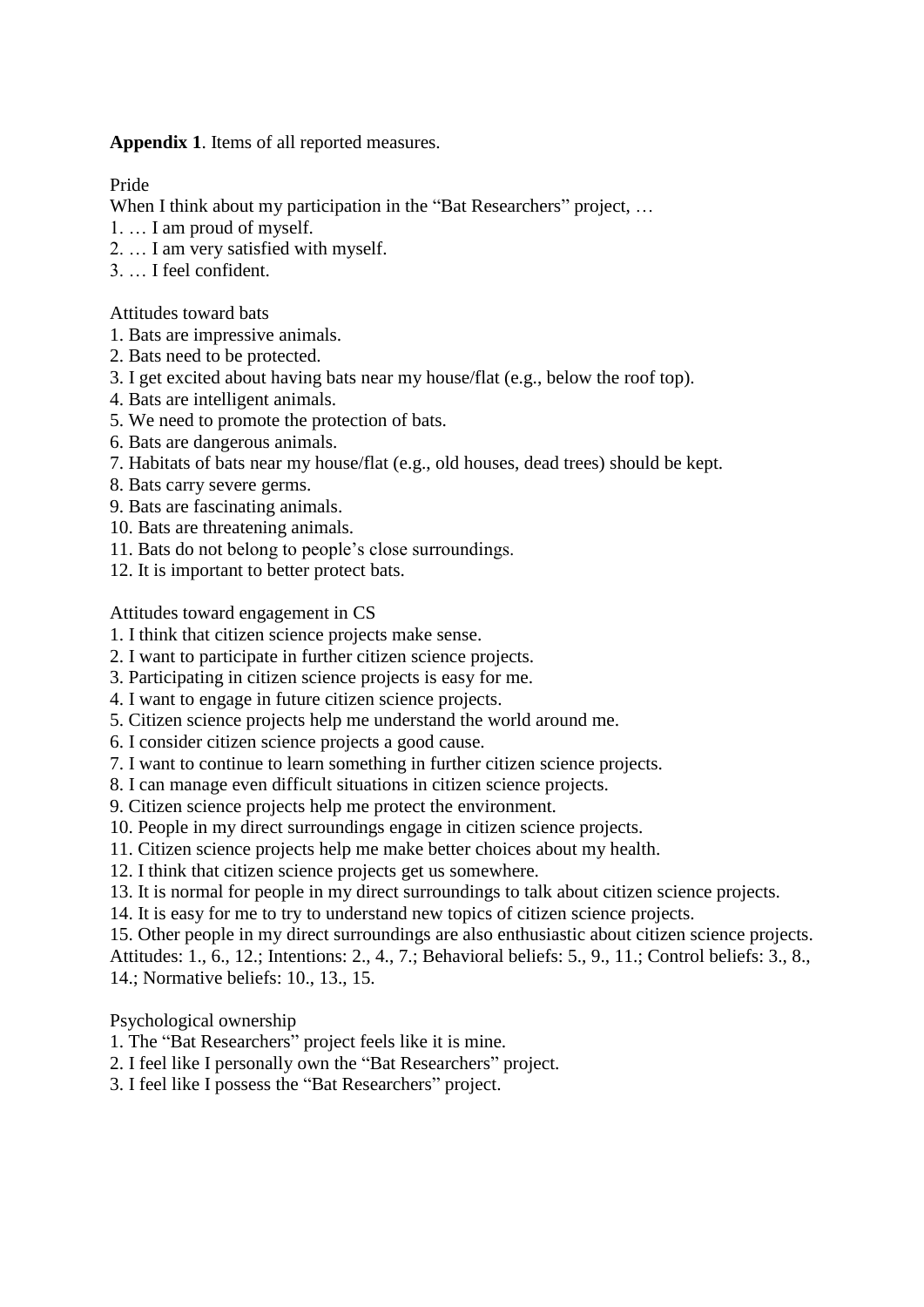**Appendix 1**. Items of all reported measures.

Pride

When I think about my participation in the "Bat Researchers" project, …

1. … I am proud of myself.
2. … I am very satisfied with myself.
3. … I feel confident.

Attitudes toward bats

1. Bats are impressive animals.
2. Bats need to be protected.
3. I get excited about having bats near my house/flat (e.g., below the roof top).
4. Bats are intelligent animals.
5. We need to promote the protection of bats.
6. Bats are dangerous animals.
7. Habitats of bats near my house/flat (e.g., old houses, dead trees) should be kept.
8. Bats carry severe germs.
9. Bats are fascinating animals.
10. Bats are threatening animals.
11. Bats do not belong to people's close surroundings.
12. It is important to better protect bats.

Attitudes toward engagement in CS

1. I think that citizen science projects make sense.
2. I want to participate in further citizen science projects.
3. Participating in citizen science projects is easy for me.
4. I want to engage in future citizen science projects.
5. Citizen science projects help me understand the world around me.
6. I consider citizen science projects a good cause.
7. I want to continue to learn something in further citizen science projects.
8. I can manage even difficult situations in citizen science projects.
9. Citizen science projects help me protect the environment.
10. People in my direct surroundings engage in citizen science projects.
11. Citizen science projects help me make better choices about my health.
12. I think that citizen science projects get us somewhere.
13. It is normal for people in my direct surroundings to talk about citizen science projects.
14. It is easy for me to try to understand new topics of citizen science projects.
15. Other people in my direct surroundings are also enthusiastic about citizen science projects.

Attitudes: 1., 6., 12.; Intentions: 2., 4., 7.; Behavioral beliefs: 5., 9., 11.; Control beliefs: 3., 8., 14.; Normative beliefs: 10., 13., 15.

Psychological ownership

1. The "Bat Researchers" project feels like it is mine.
2. I feel like I personally own the "Bat Researchers" project.
3. I feel like I possess the "Bat Researchers" project.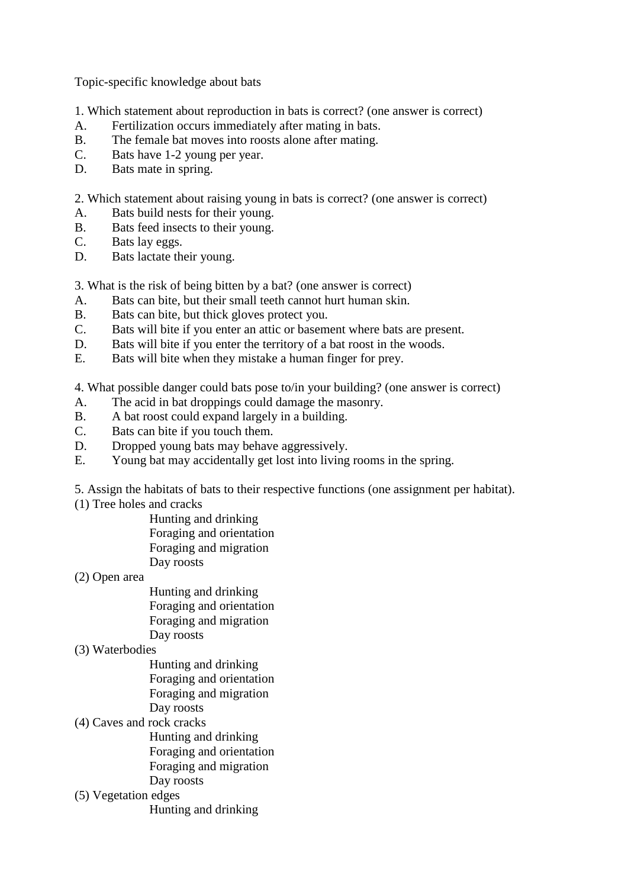Topic-specific knowledge about bats

1. Which statement about reproduction in bats is correct? (one answer is correct)

A. Fertilization occurs immediately after mating in bats.
B. The female bat moves into roosts alone after mating.
C. Bats have 1-2 young per year.
D. Bats mate in spring.

2. Which statement about raising young in bats is correct? (one answer is correct)

A. Bats build nests for their young.
B. Bats feed insects to their young.
C. Bats lay eggs.
D. Bats lactate their young.

3. What is the risk of being bitten by a bat? (one answer is correct)

A. Bats can bite, but their small teeth cannot hurt human skin.
B. Bats can bite, but thick gloves protect you.
C. Bats will bite if you enter an attic or basement where bats are present.
D. Bats will bite if you enter the territory of a bat roost in the woods.
E. Bats will bite when they mistake a human finger for prey.

4. What possible danger could bats pose to/in your building? (one answer is correct)

A. The acid in bat droppings could damage the masonry.
B. A bat roost could expand largely in a building.
C. Bats can bite if you touch them.
D. Dropped young bats may behave aggressively.
E. Young bat may accidentally get lost into living rooms in the spring.

5. Assign the habitats of bats to their respective functions (one assignment per habitat).

(1) Tree holes and cracks
- Hunting and drinking
- Foraging and orientation
- Foraging and migration
- Day roosts

(2) Open area
- Hunting and drinking
- Foraging and orientation
- Foraging and migration
- Day roosts

(3) Waterbodies
- Hunting and drinking
- Foraging and orientation
- Foraging and migration
- Day roosts

(4) Caves and rock cracks
- Hunting and drinking
- Foraging and orientation
- Foraging and migration
- Day roosts

(5) Vegetation edges
- Hunting and drinking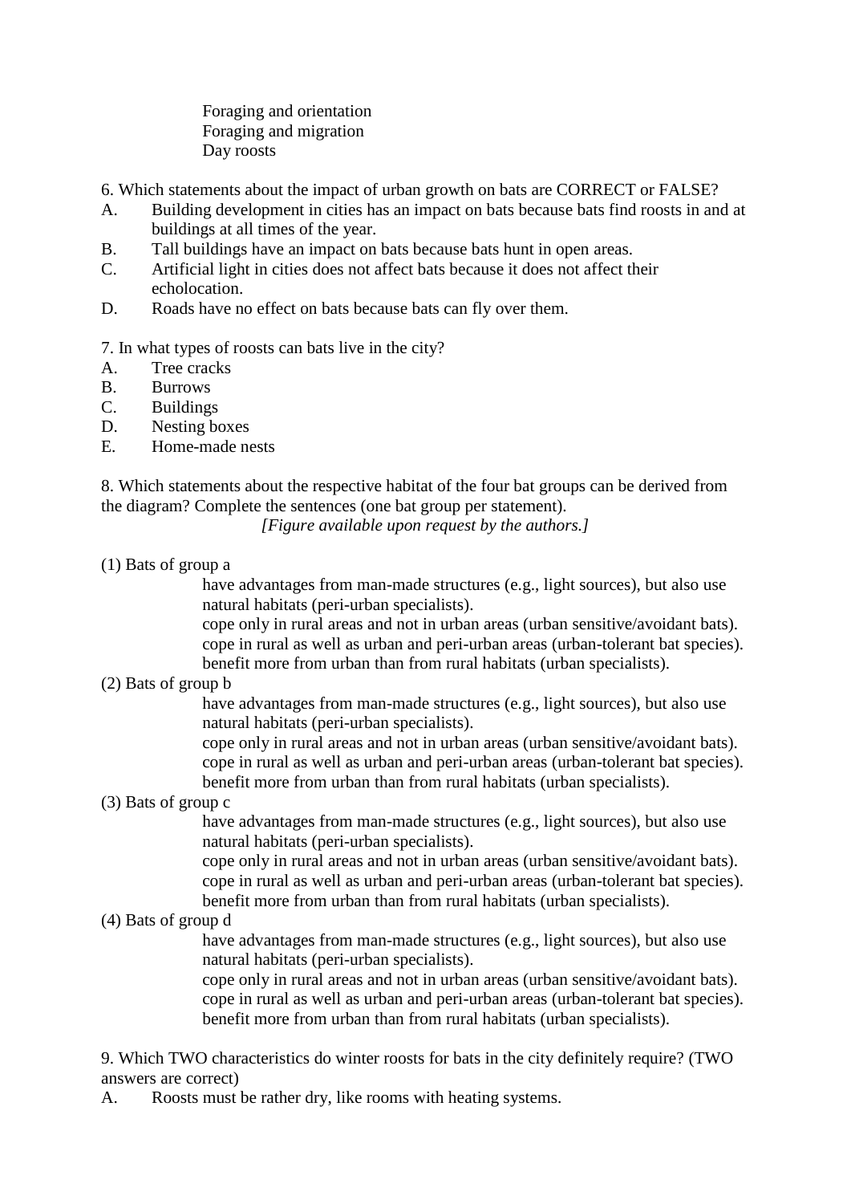Foraging and orientation
Foraging and migration
Day roosts

6. Which statements about the impact of urban growth on bats are CORRECT or FALSE?

A. Building development in cities has an impact on bats because bats find roosts in and at buildings at all times of the year.
B. Tall buildings have an impact on bats because bats hunt in open areas.
C. Artificial light in cities does not affect bats because it does not affect their echolocation.
D. Roads have no effect on bats because bats can fly over them.

7. In what types of roosts can bats live in the city?

A. Tree cracks
B. Burrows
C. Buildings
D. Nesting boxes
E. Home-made nests

8. Which statements about the respective habitat of the four bat groups can be derived from the diagram? Complete the sentences (one bat group per statement).

*[Figure available upon request by the authors.]*

(1) Bats of group a

have advantages from man-made structures (e.g., light sources), but also use natural habitats (peri-urban specialists).
cope only in rural areas and not in urban areas (urban sensitive/avoidant bats).
cope in rural as well as urban and peri-urban areas (urban-tolerant bat species).
benefit more from urban than from rural habitats (urban specialists).

(2) Bats of group b

have advantages from man-made structures (e.g., light sources), but also use natural habitats (peri-urban specialists).
cope only in rural areas and not in urban areas (urban sensitive/avoidant bats).
cope in rural as well as urban and peri-urban areas (urban-tolerant bat species).
benefit more from urban than from rural habitats (urban specialists).

(3) Bats of group c

have advantages from man-made structures (e.g., light sources), but also use natural habitats (peri-urban specialists).
cope only in rural areas and not in urban areas (urban sensitive/avoidant bats).
cope in rural as well as urban and peri-urban areas (urban-tolerant bat species).
benefit more from urban than from rural habitats (urban specialists).

(4) Bats of group d

have advantages from man-made structures (e.g., light sources), but also use natural habitats (peri-urban specialists).
cope only in rural areas and not in urban areas (urban sensitive/avoidant bats).
cope in rural as well as urban and peri-urban areas (urban-tolerant bat species).
benefit more from urban than from rural habitats (urban specialists).

9. Which TWO characteristics do winter roosts for bats in the city definitely require? (TWO answers are correct)

A. Roosts must be rather dry, like rooms with heating systems.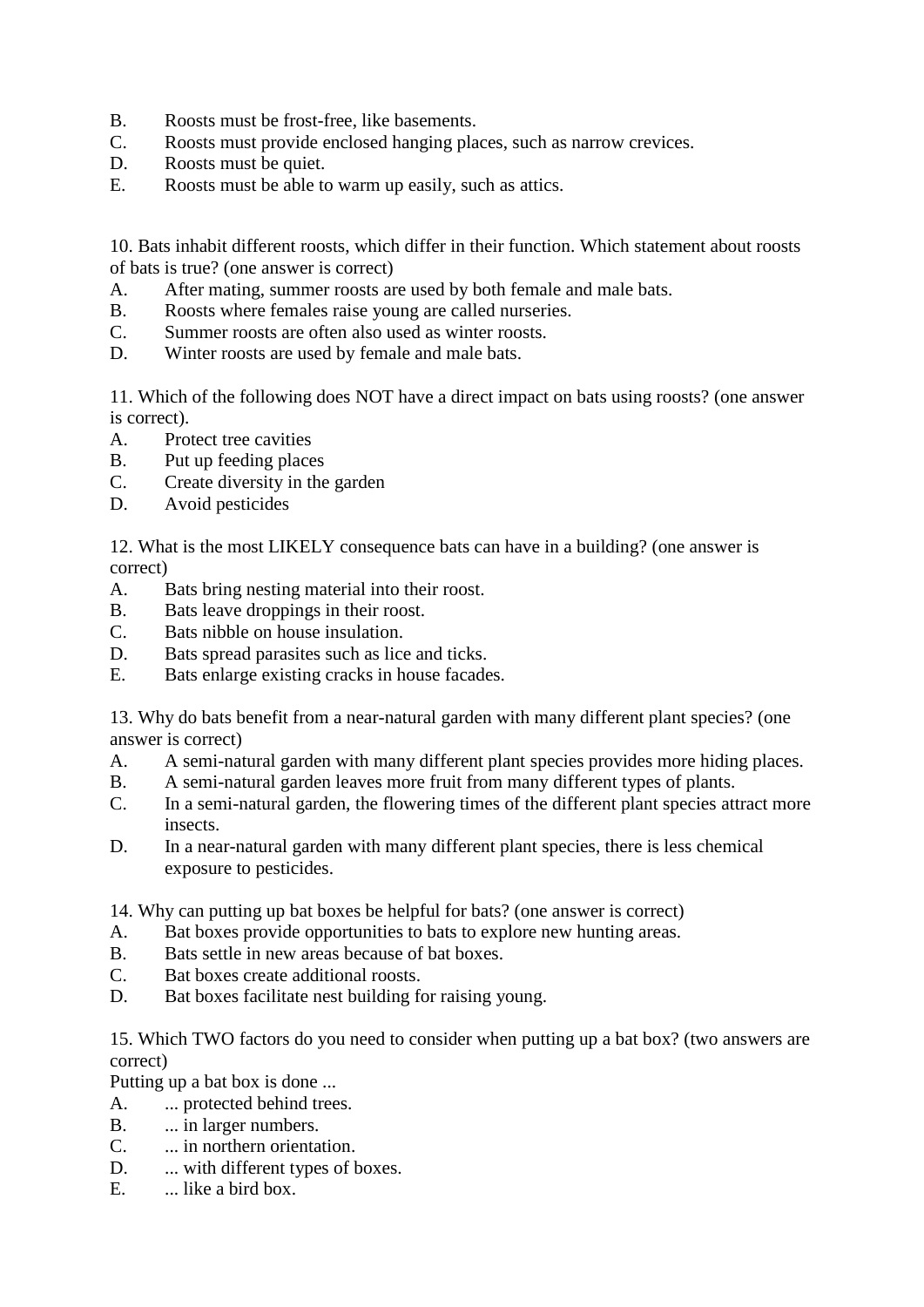B. Roosts must be frost-free, like basements.
C. Roosts must provide enclosed hanging places, such as narrow crevices.
D. Roosts must be quiet.
E. Roosts must be able to warm up easily, such as attics.

10. Bats inhabit different roosts, which differ in their function. Which statement about roosts of bats is true? (one answer is correct)

A. After mating, summer roosts are used by both female and male bats.
B. Roosts where females raise young are called nurseries.
C. Summer roosts are often also used as winter roosts.
D. Winter roosts are used by female and male bats.

11. Which of the following does NOT have a direct impact on bats using roosts? (one answer is correct).

A. Protect tree cavities
B. Put up feeding places
C. Create diversity in the garden
D. Avoid pesticides

12. What is the most LIKELY consequence bats can have in a building? (one answer is correct)

A. Bats bring nesting material into their roost.
B. Bats leave droppings in their roost.
C. Bats nibble on house insulation.
D. Bats spread parasites such as lice and ticks.
E. Bats enlarge existing cracks in house facades.

13. Why do bats benefit from a near-natural garden with many different plant species? (one answer is correct)

A. A semi-natural garden with many different plant species provides more hiding places.
B. A semi-natural garden leaves more fruit from many different types of plants.
C. In a semi-natural garden, the flowering times of the different plant species attract more insects.
D. In a near-natural garden with many different plant species, there is less chemical exposure to pesticides.

14. Why can putting up bat boxes be helpful for bats? (one answer is correct)

A. Bat boxes provide opportunities to bats to explore new hunting areas.
B. Bats settle in new areas because of bat boxes.
C. Bat boxes create additional roosts.
D. Bat boxes facilitate nest building for raising young.

15. Which TWO factors do you need to consider when putting up a bat box? (two answers are correct)

Putting up a bat box is done ...

A. ... protected behind trees.
B. ... in larger numbers.
C. ... in northern orientation.
D. ... with different types of boxes.
E. ... like a bird box.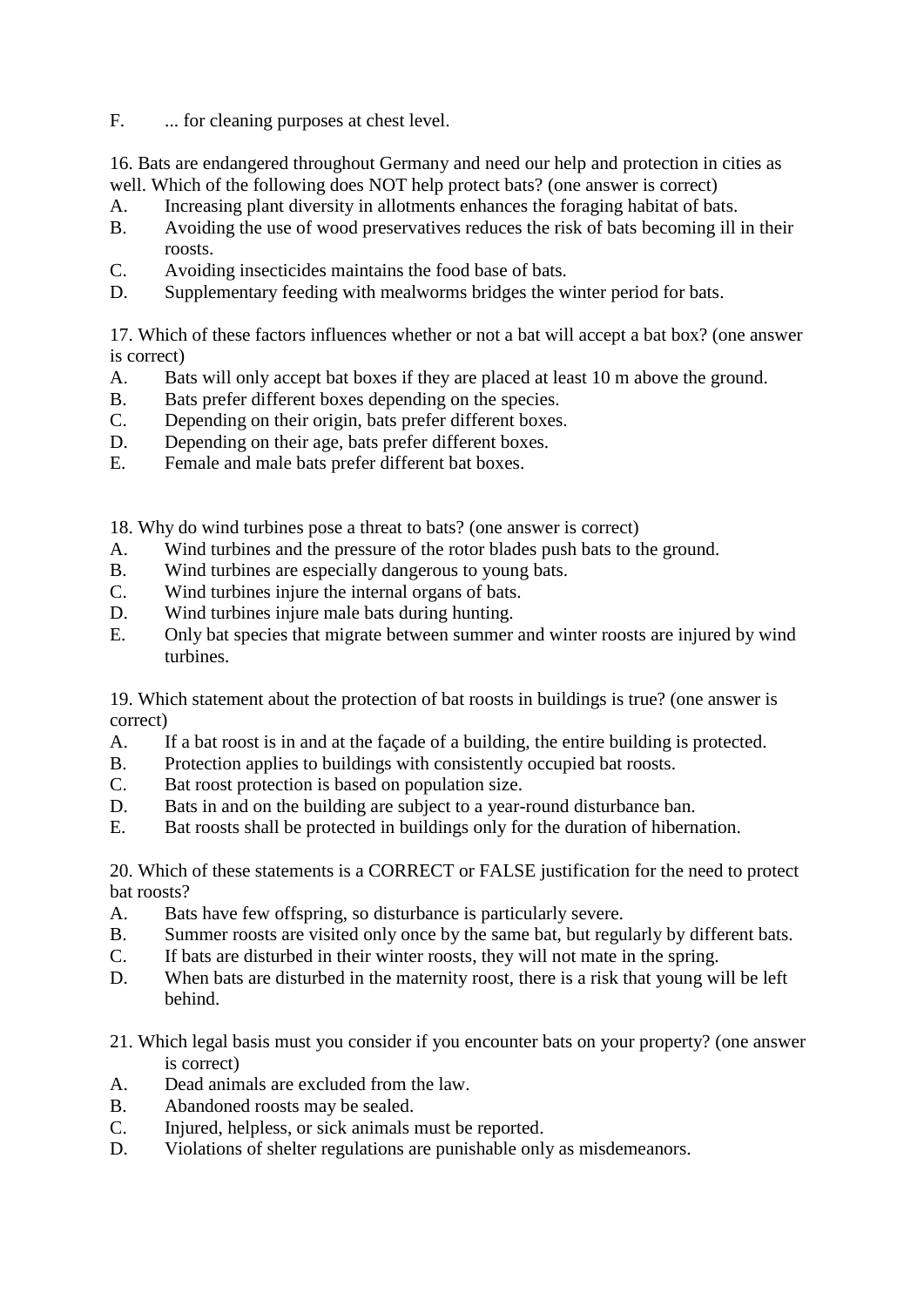F. ... for cleaning purposes at chest level.

16. Bats are endangered throughout Germany and need our help and protection in cities as well. Which of the following does NOT help protect bats? (one answer is correct)

A. Increasing plant diversity in allotments enhances the foraging habitat of bats.
B. Avoiding the use of wood preservatives reduces the risk of bats becoming ill in their roosts.
C. Avoiding insecticides maintains the food base of bats.
D. Supplementary feeding with mealworms bridges the winter period for bats.

17. Which of these factors influences whether or not a bat will accept a bat box? (one answer is correct)

A. Bats will only accept bat boxes if they are placed at least 10 m above the ground.
B. Bats prefer different boxes depending on the species.
C. Depending on their origin, bats prefer different boxes.
D. Depending on their age, bats prefer different boxes.
E. Female and male bats prefer different bat boxes.

18. Why do wind turbines pose a threat to bats? (one answer is correct)

A. Wind turbines and the pressure of the rotor blades push bats to the ground.
B. Wind turbines are especially dangerous to young bats.
C. Wind turbines injure the internal organs of bats.
D. Wind turbines injure male bats during hunting.
E. Only bat species that migrate between summer and winter roosts are injured by wind turbines.

19. Which statement about the protection of bat roosts in buildings is true? (one answer is correct)

A. If a bat roost is in and at the façade of a building, the entire building is protected.
B. Protection applies to buildings with consistently occupied bat roosts.
C. Bat roost protection is based on population size.
D. Bats in and on the building are subject to a year-round disturbance ban.
E. Bat roosts shall be protected in buildings only for the duration of hibernation.

20. Which of these statements is a CORRECT or FALSE justification for the need to protect bat roosts?

A. Bats have few offspring, so disturbance is particularly severe.
B. Summer roosts are visited only once by the same bat, but regularly by different bats.
C. If bats are disturbed in their winter roosts, they will not mate in the spring.
D. When bats are disturbed in the maternity roost, there is a risk that young will be left behind.

21. Which legal basis must you consider if you encounter bats on your property? (one answer is correct)

A. Dead animals are excluded from the law.
B. Abandoned roosts may be sealed.
C. Injured, helpless, or sick animals must be reported.
D. Violations of shelter regulations are punishable only as misdemeanors.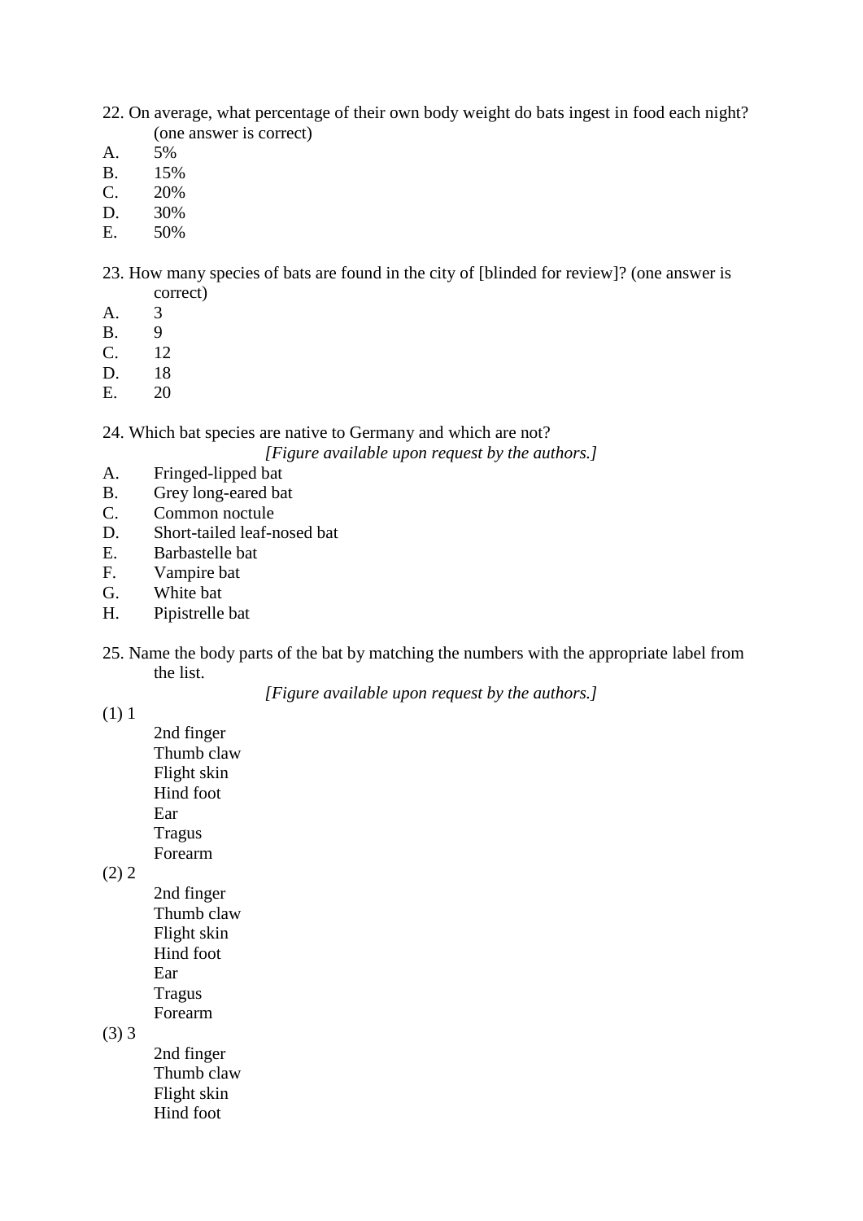22. On average, what percentage of their own body weight do bats ingest in food each night? (one answer is correct)

A. 5%
B. 15%
C. 20%
D. 30%
E. 50%

23. How many species of bats are found in the city of [blinded for review]? (one answer is correct)

A. 3
B. 9
C. 12
D. 18
E. 20

24. Which bat species are native to Germany and which are not?

*[Figure available upon request by the authors.]*

A. Fringed-lipped bat
B. Grey long-eared bat
C. Common noctule
D. Short-tailed leaf-nosed bat
E. Barbastelle bat
F. Vampire bat
G. White bat
H. Pipistrelle bat

25. Name the body parts of the bat by matching the numbers with the appropriate label from the list.

*[Figure available upon request by the authors.]*

(1) 1

2nd finger
Thumb claw
Flight skin
Hind foot
Ear
Tragus
Forearm

(2) 2

2nd finger
Thumb claw
Flight skin
Hind foot
Ear
Tragus
Forearm

(3) 3

2nd finger
Thumb claw
Flight skin
Hind foot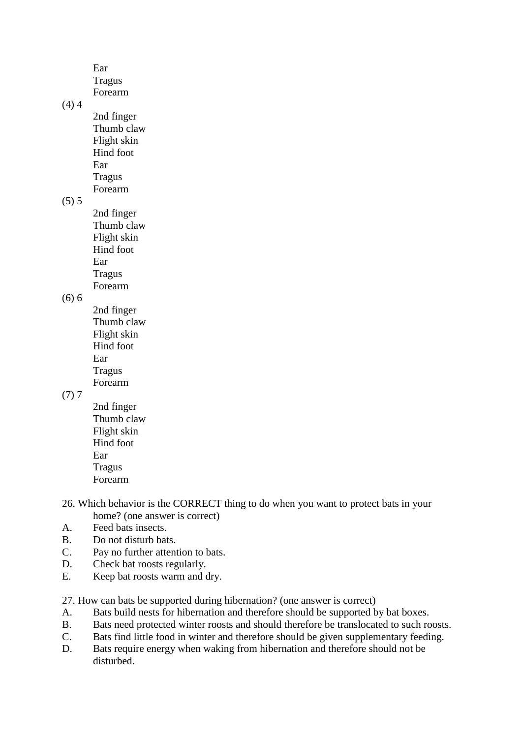Ear
Tragus
Forearm

(4) 4

2nd finger
Thumb claw
Flight skin
Hind foot
Ear
Tragus
Forearm

(5) 5

2nd finger
Thumb claw
Flight skin
Hind foot
Ear
Tragus
Forearm

(6) 6

2nd finger
Thumb claw
Flight skin
Hind foot
Ear
Tragus
Forearm

(7) 7

2nd finger
Thumb claw
Flight skin
Hind foot
Ear
Tragus
Forearm

26. Which behavior is the CORRECT thing to do when you want to protect bats in your home? (one answer is correct)

A. Feed bats insects.
B. Do not disturb bats.
C. Pay no further attention to bats.
D. Check bat roosts regularly.
E. Keep bat roosts warm and dry.

27. How can bats be supported during hibernation? (one answer is correct)

A. Bats build nests for hibernation and therefore should be supported by bat boxes.
B. Bats need protected winter roosts and should therefore be translocated to such roosts.
C. Bats find little food in winter and therefore should be given supplementary feeding.
D. Bats require energy when waking from hibernation and therefore should not be disturbed.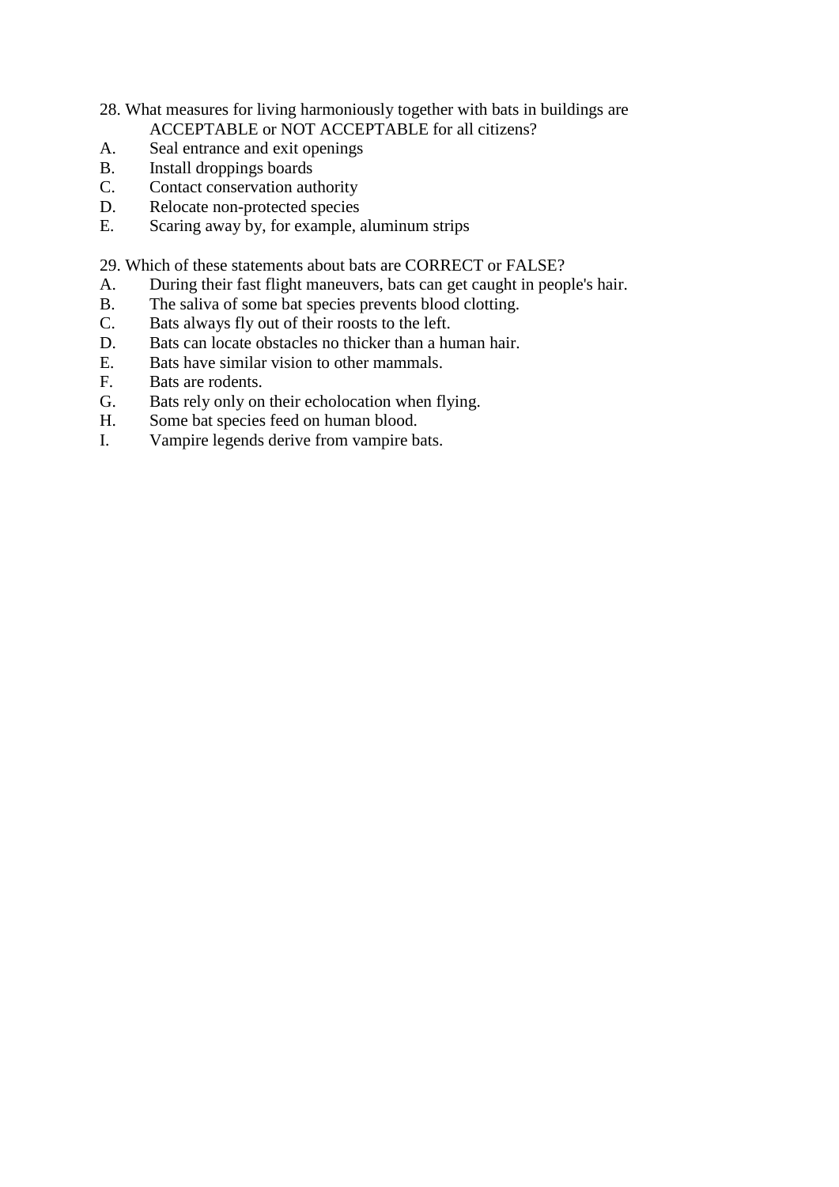28. What measures for living harmoniously together with bats in buildings are ACCEPTABLE or NOT ACCEPTABLE for all citizens?

A. Seal entrance and exit openings
B. Install droppings boards
C. Contact conservation authority
D. Relocate non-protected species
E. Scaring away by, for example, aluminum strips

29. Which of these statements about bats are CORRECT or FALSE?

A. During their fast flight maneuvers, bats can get caught in people's hair.
B. The saliva of some bat species prevents blood clotting.
C. Bats always fly out of their roosts to the left.
D. Bats can locate obstacles no thicker than a human hair.
E. Bats have similar vision to other mammals.
F. Bats are rodents.
G. Bats rely only on their echolocation when flying.
H. Some bat species feed on human blood.
I. Vampire legends derive from vampire bats.